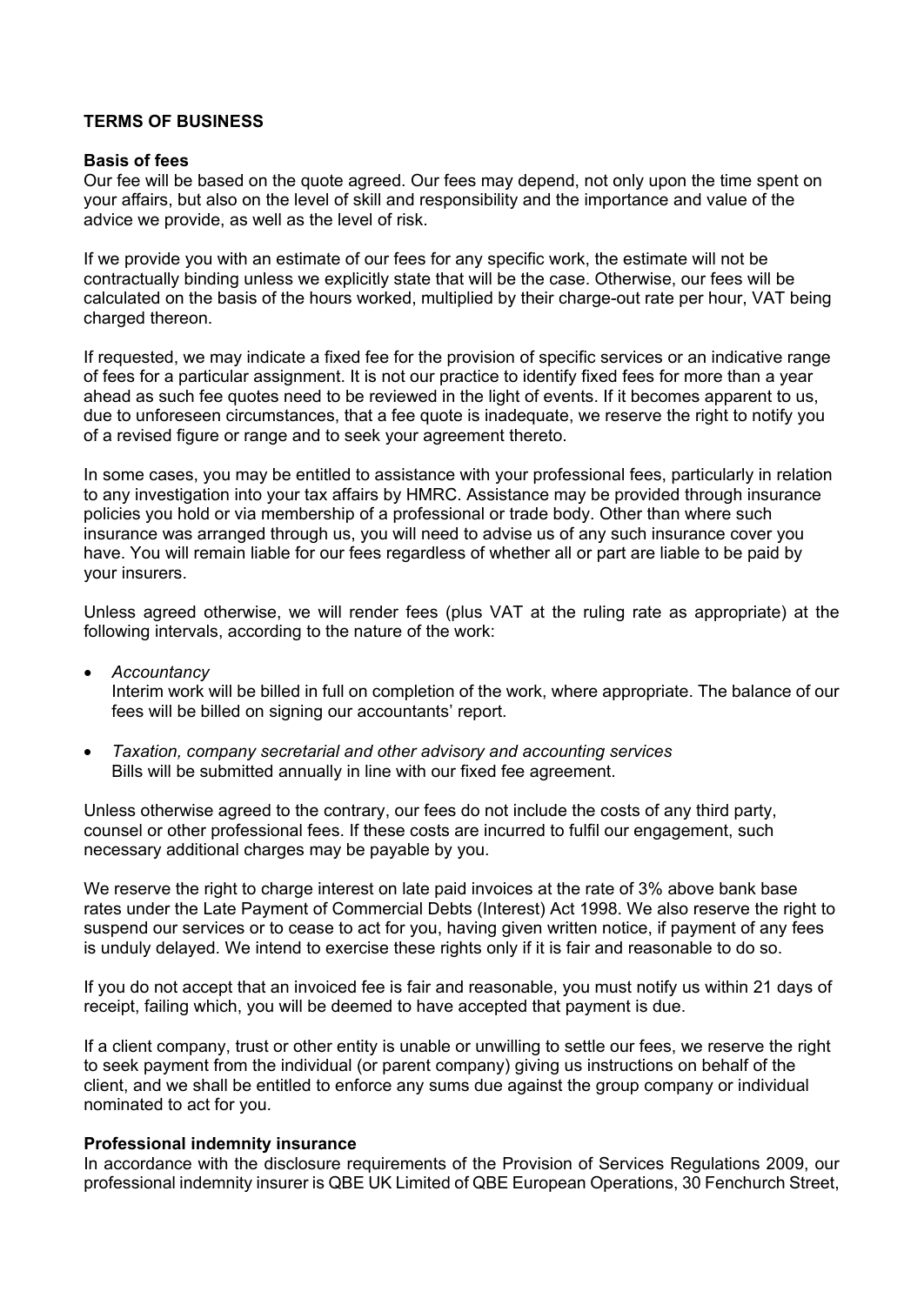**TERMS OF BUSINESS**

**Basis of fees**

Our fee will be based on the quote agreed. Our fees may depend, not only upon the time spent on your affairs, but also on the level of skill and responsibility and the importance and value of the advice we provide, as well as the level of risk.

If we provide you with an estimate of our fees for any specific work, the estimate will not be contractually binding unless we explicitly state that will be the case. Otherwise, our fees will be calculated on the basis of the hours worked, multiplied by their charge-out rate per hour, VAT being charged thereon.

If requested, we may indicate a fixed fee for the provision of specific services or an indicative range of fees for a particular assignment. It is not our practice to identify fixed fees for more than a year ahead as such fee quotes need to be reviewed in the light of events. If it becomes apparent to us, due to unforeseen circumstances, that a fee quote is inadequate, we reserve the right to notify you of a revised figure or range and to seek your agreement thereto.

In some cases, you may be entitled to assistance with your professional fees, particularly in relation to any investigation into your tax affairs by HMRC. Assistance may be provided through insurance policies you hold or via membership of a professional or trade body. Other than where such insurance was arranged through us, you will need to advise us of any such insurance cover you have. You will remain liable for our fees regardless of whether all or part are liable to be paid by your insurers.

Unless agreed otherwise, we will render fees (plus VAT at the ruling rate as appropriate) at the following intervals, according to the nature of the work:

- *Accountancy*
  Interim work will be billed in full on completion of the work, where appropriate. The balance of our fees will be billed on signing our accountants' report.
- *Taxation, company secretarial and other advisory and accounting services*
  Bills will be submitted annually in line with our fixed fee agreement.

Unless otherwise agreed to the contrary, our fees do not include the costs of any third party, counsel or other professional fees. If these costs are incurred to fulfil our engagement, such necessary additional charges may be payable by you.

We reserve the right to charge interest on late paid invoices at the rate of 3% above bank base rates under the Late Payment of Commercial Debts (Interest) Act 1998. We also reserve the right to suspend our services or to cease to act for you, having given written notice, if payment of any fees is unduly delayed. We intend to exercise these rights only if it is fair and reasonable to do so.

If you do not accept that an invoiced fee is fair and reasonable, you must notify us within 21 days of receipt, failing which, you will be deemed to have accepted that payment is due.

If a client company, trust or other entity is unable or unwilling to settle our fees, we reserve the right to seek payment from the individual (or parent company) giving us instructions on behalf of the client, and we shall be entitled to enforce any sums due against the group company or individual nominated to act for you.

**Professional indemnity insurance**

In accordance with the disclosure requirements of the Provision of Services Regulations 2009, our professional indemnity insurer is QBE UK Limited of QBE European Operations, 30 Fenchurch Street,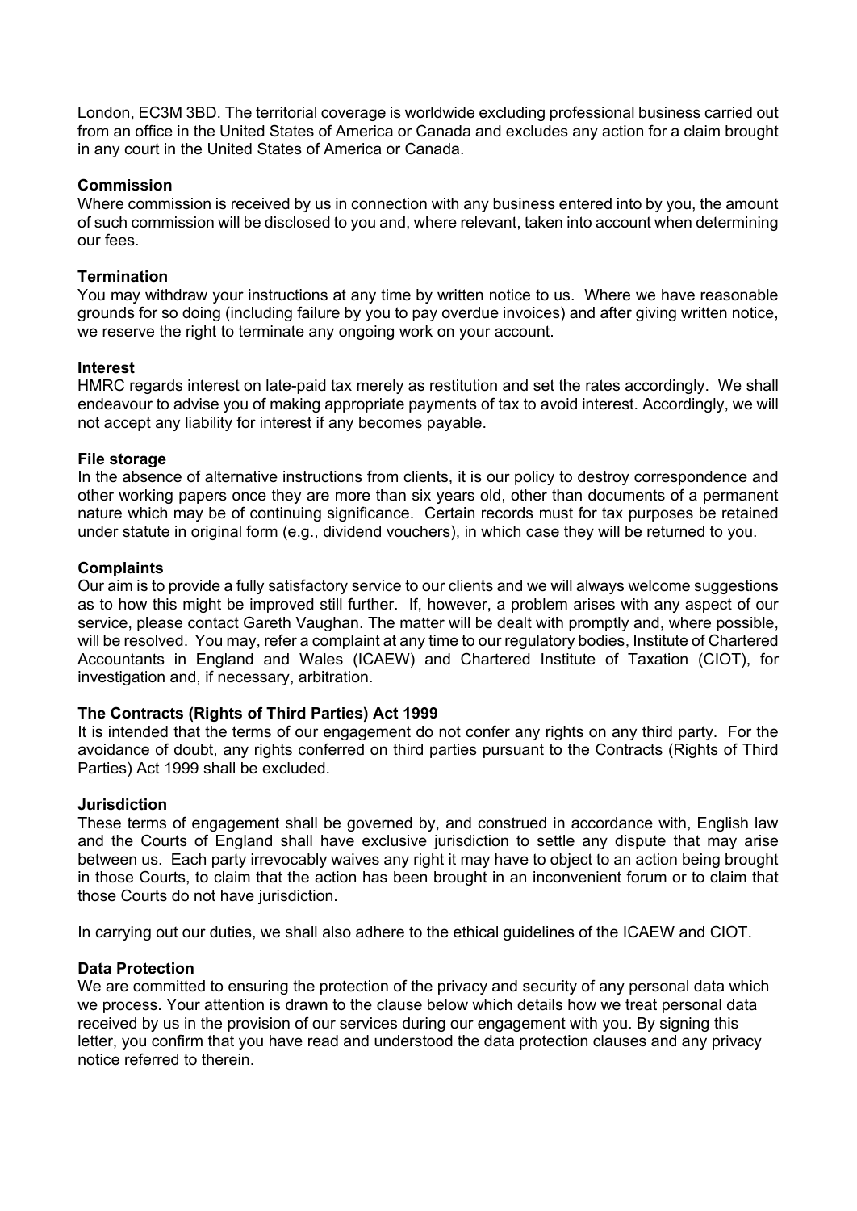London, EC3M 3BD. The territorial coverage is worldwide excluding professional business carried out from an office in the United States of America or Canada and excludes any action for a claim brought in any court in the United States of America or Canada.

**Commission**
Where commission is received by us in connection with any business entered into by you, the amount of such commission will be disclosed to you and, where relevant, taken into account when determining our fees.

**Termination**
You may withdraw your instructions at any time by written notice to us. Where we have reasonable grounds for so doing (including failure by you to pay overdue invoices) and after giving written notice, we reserve the right to terminate any ongoing work on your account.

**Interest**
HMRC regards interest on late-paid tax merely as restitution and set the rates accordingly. We shall endeavour to advise you of making appropriate payments of tax to avoid interest. Accordingly, we will not accept any liability for interest if any becomes payable.

**File storage**
In the absence of alternative instructions from clients, it is our policy to destroy correspondence and other working papers once they are more than six years old, other than documents of a permanent nature which may be of continuing significance. Certain records must for tax purposes be retained under statute in original form (e.g., dividend vouchers), in which case they will be returned to you.

**Complaints**
Our aim is to provide a fully satisfactory service to our clients and we will always welcome suggestions as to how this might be improved still further. If, however, a problem arises with any aspect of our service, please contact Gareth Vaughan. The matter will be dealt with promptly and, where possible, will be resolved. You may, refer a complaint at any time to our regulatory bodies, Institute of Chartered Accountants in England and Wales (ICAEW) and Chartered Institute of Taxation (CIOT), for investigation and, if necessary, arbitration.

**The Contracts (Rights of Third Parties) Act 1999**
It is intended that the terms of our engagement do not confer any rights on any third party. For the avoidance of doubt, any rights conferred on third parties pursuant to the Contracts (Rights of Third Parties) Act 1999 shall be excluded.

**Jurisdiction**
These terms of engagement shall be governed by, and construed in accordance with, English law and the Courts of England shall have exclusive jurisdiction to settle any dispute that may arise between us. Each party irrevocably waives any right it may have to object to an action being brought in those Courts, to claim that the action has been brought in an inconvenient forum or to claim that those Courts do not have jurisdiction.

In carrying out our duties, we shall also adhere to the ethical guidelines of the ICAEW and CIOT.

**Data Protection**
We are committed to ensuring the protection of the privacy and security of any personal data which we process. Your attention is drawn to the clause below which details how we treat personal data received by us in the provision of our services during our engagement with you. By signing this letter, you confirm that you have read and understood the data protection clauses and any privacy notice referred to therein.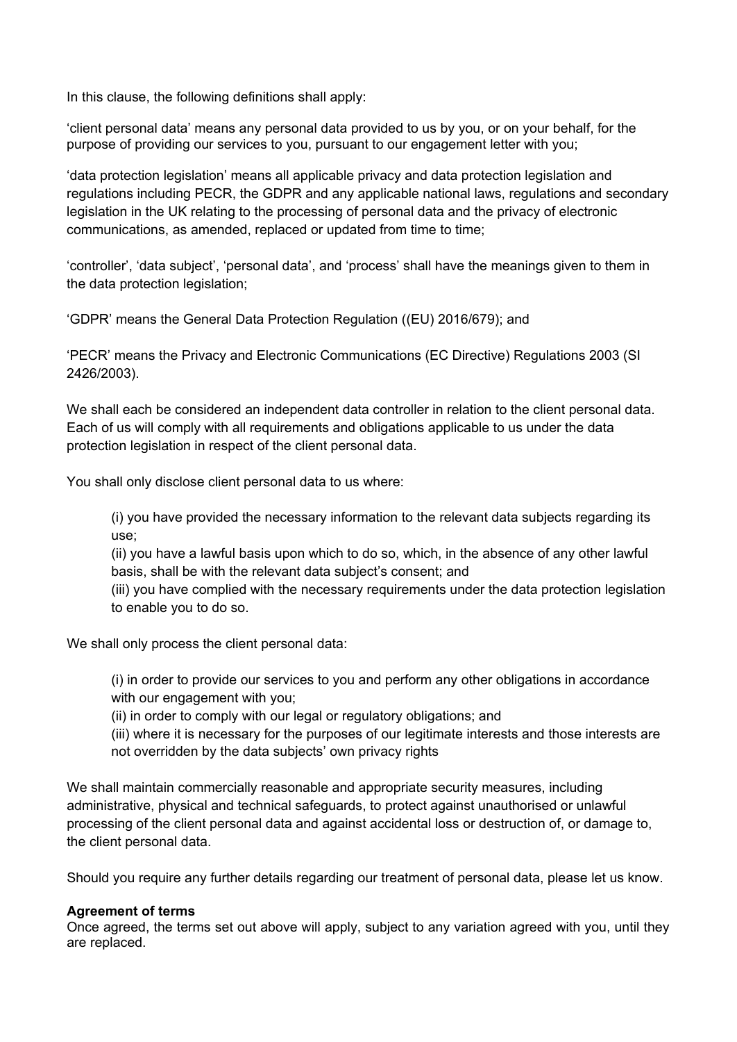In this clause, the following definitions shall apply:

'client personal data' means any personal data provided to us by you, or on your behalf, for the purpose of providing our services to you, pursuant to our engagement letter with you;

'data protection legislation' means all applicable privacy and data protection legislation and regulations including PECR, the GDPR and any applicable national laws, regulations and secondary legislation in the UK relating to the processing of personal data and the privacy of electronic communications, as amended, replaced or updated from time to time;

'controller', 'data subject', 'personal data', and 'process' shall have the meanings given to them in the data protection legislation;

'GDPR' means the General Data Protection Regulation ((EU) 2016/679); and

'PECR' means the Privacy and Electronic Communications (EC Directive) Regulations 2003 (SI 2426/2003).

We shall each be considered an independent data controller in relation to the client personal data. Each of us will comply with all requirements and obligations applicable to us under the data protection legislation in respect of the client personal data.

You shall only disclose client personal data to us where:

(i) you have provided the necessary information to the relevant data subjects regarding its use;
(ii) you have a lawful basis upon which to do so, which, in the absence of any other lawful basis, shall be with the relevant data subject's consent; and
(iii) you have complied with the necessary requirements under the data protection legislation to enable you to do so.

We shall only process the client personal data:

(i) in order to provide our services to you and perform any other obligations in accordance with our engagement with you;
(ii) in order to comply with our legal or regulatory obligations; and
(iii) where it is necessary for the purposes of our legitimate interests and those interests are not overridden by the data subjects' own privacy rights

We shall maintain commercially reasonable and appropriate security measures, including administrative, physical and technical safeguards, to protect against unauthorised or unlawful processing of the client personal data and against accidental loss or destruction of, or damage to, the client personal data.

Should you require any further details regarding our treatment of personal data, please let us know.

**Agreement of terms**

Once agreed, the terms set out above will apply, subject to any variation agreed with you, until they are replaced.